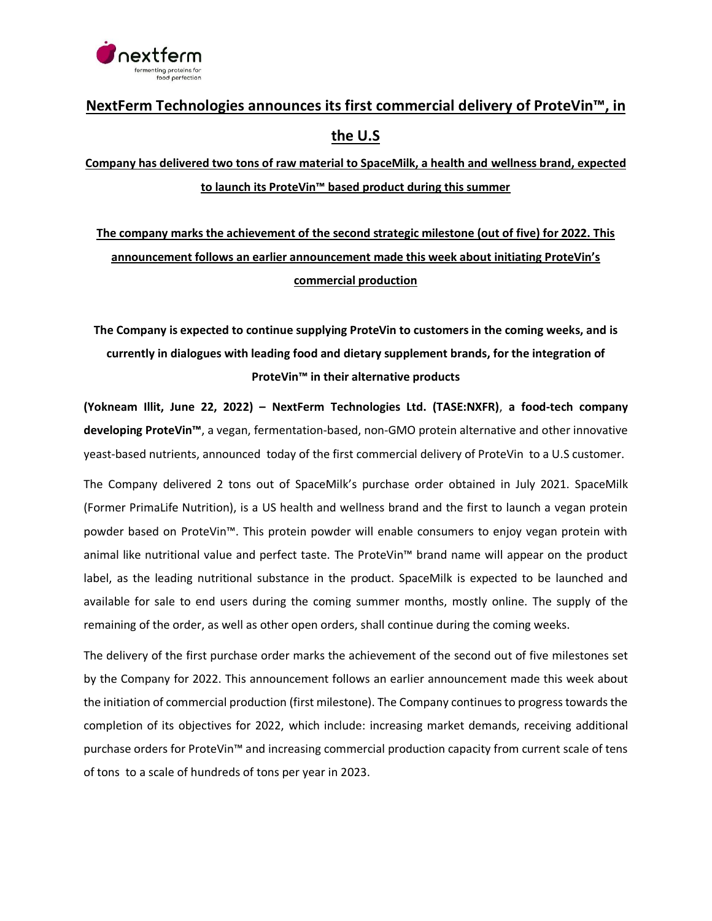# NextFerm Technologies announces its first commercial delivery of ProteVin™, in the U.S

**Company has delivered two tons of raw material to SpaceMilk, a health and wellness brand, expected to launch its ProteVin™ based product during this summer**

**The company marks the achievement of the second strategic milestone (out of five) for 2022. This announcement follows an earlier announcement made this week about initiating ProteVin's commercial production**

**The Company is expected to continue supplying ProteVin to customers in the coming weeks, and is currently in dialogues with leading food and dietary supplement brands, for the integration of ProteVin™ in their alternative products**

**(Yokneam Illit, June 22, 2022) – NextFerm Technologies Ltd. (TASE:NXFR)**, **a food-tech company developing ProteVin™**, a vegan, fermentation-based, non-GMO protein alternative and other innovative yeast-based nutrients, announced today of the first commercial delivery of ProteVin to a U.S customer.

The Company delivered 2 tons out of SpaceMilk's purchase order obtained in July 2021. SpaceMilk (Former PrimaLife Nutrition), is a US health and wellness brand and the first to launch a vegan protein powder based on ProteVin™. This protein powder will enable consumers to enjoy vegan protein with animal like nutritional value and perfect taste. The ProteVin™ brand name will appear on the product label, as the leading nutritional substance in the product. SpaceMilk is expected to be launched and available for sale to end users during the coming summer months, mostly online. The supply of the remaining of the order, as well as other open orders, shall continue during the coming weeks.

The delivery of the first purchase order marks the achievement of the second out of five milestones set by the Company for 2022. This announcement follows an earlier announcement made this week about the initiation of commercial production (first milestone). The Company continues to progress towards the completion of its objectives for 2022, which include: increasing market demands, receiving additional purchase orders for ProteVin™ and increasing commercial production capacity from current scale of tens of tons to a scale of hundreds of tons per year in 2023.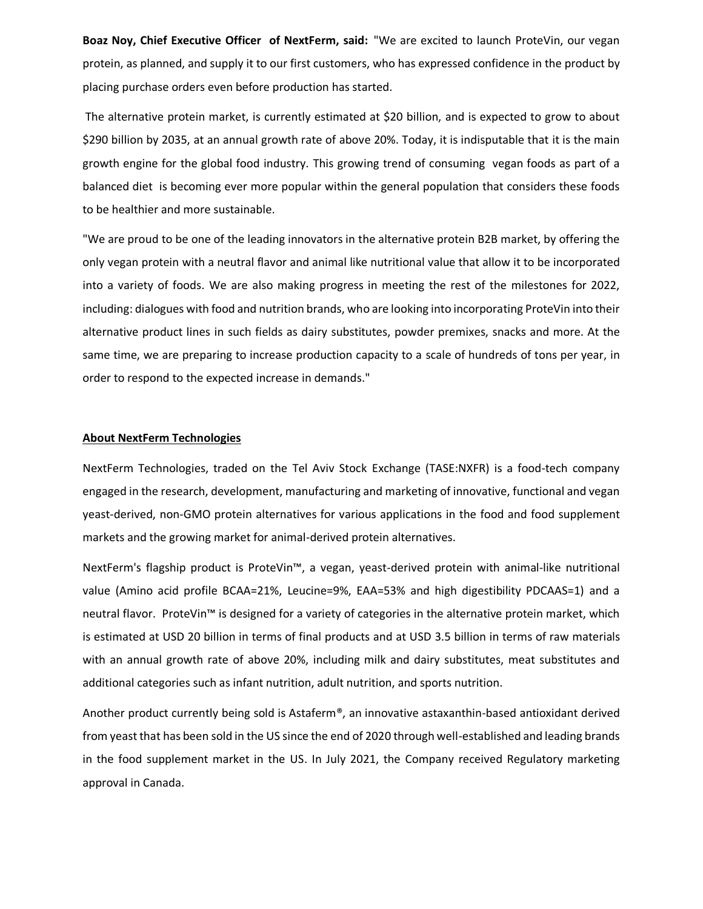**Boaz Noy, Chief Executive Officer of NextFerm, said:** "We are excited to launch ProteVin, our vegan protein, as planned, and supply it to our first customers, who has expressed confidence in the product by placing purchase orders even before production has started.

The alternative protein market, is currently estimated at $20 billion, and is expected to grow to about $290 billion by 2035, at an annual growth rate of above 20%. Today, it is indisputable that it is the main growth engine for the global food industry. This growing trend of consuming vegan foods as part of a balanced diet is becoming ever more popular within the general population that considers these foods to be healthier and more sustainable.

"We are proud to be one of the leading innovators in the alternative protein B2B market, by offering the only vegan protein with a neutral flavor and animal like nutritional value that allow it to be incorporated into a variety of foods. We are also making progress in meeting the rest of the milestones for 2022, including: dialogues with food and nutrition brands, who are looking into incorporating ProteVin into their alternative product lines in such fields as dairy substitutes, powder premixes, snacks and more. At the same time, we are preparing to increase production capacity to a scale of hundreds of tons per year, in order to respond to the expected increase in demands."

## About NextFerm Technologies

NextFerm Technologies, traded on the Tel Aviv Stock Exchange (TASE:NXFR) is a food-tech company engaged in the research, development, manufacturing and marketing of innovative, functional and vegan yeast-derived, non-GMO protein alternatives for various applications in the food and food supplement markets and the growing market for animal-derived protein alternatives.

NextFerm's flagship product is ProteVin™, a vegan, yeast-derived protein with animal-like nutritional value (Amino acid profile BCAA=21%, Leucine=9%, EAA=53% and high digestibility PDCAAS=1) and a neutral flavor. ProteVin™ is designed for a variety of categories in the alternative protein market, which is estimated at USD 20 billion in terms of final products and at USD 3.5 billion in terms of raw materials with an annual growth rate of above 20%, including milk and dairy substitutes, meat substitutes and additional categories such as infant nutrition, adult nutrition, and sports nutrition.

Another product currently being sold is Astaferm®, an innovative astaxanthin-based antioxidant derived from yeast that has been sold in the US since the end of 2020 through well-established and leading brands in the food supplement market in the US. In July 2021, the Company received Regulatory marketing approval in Canada.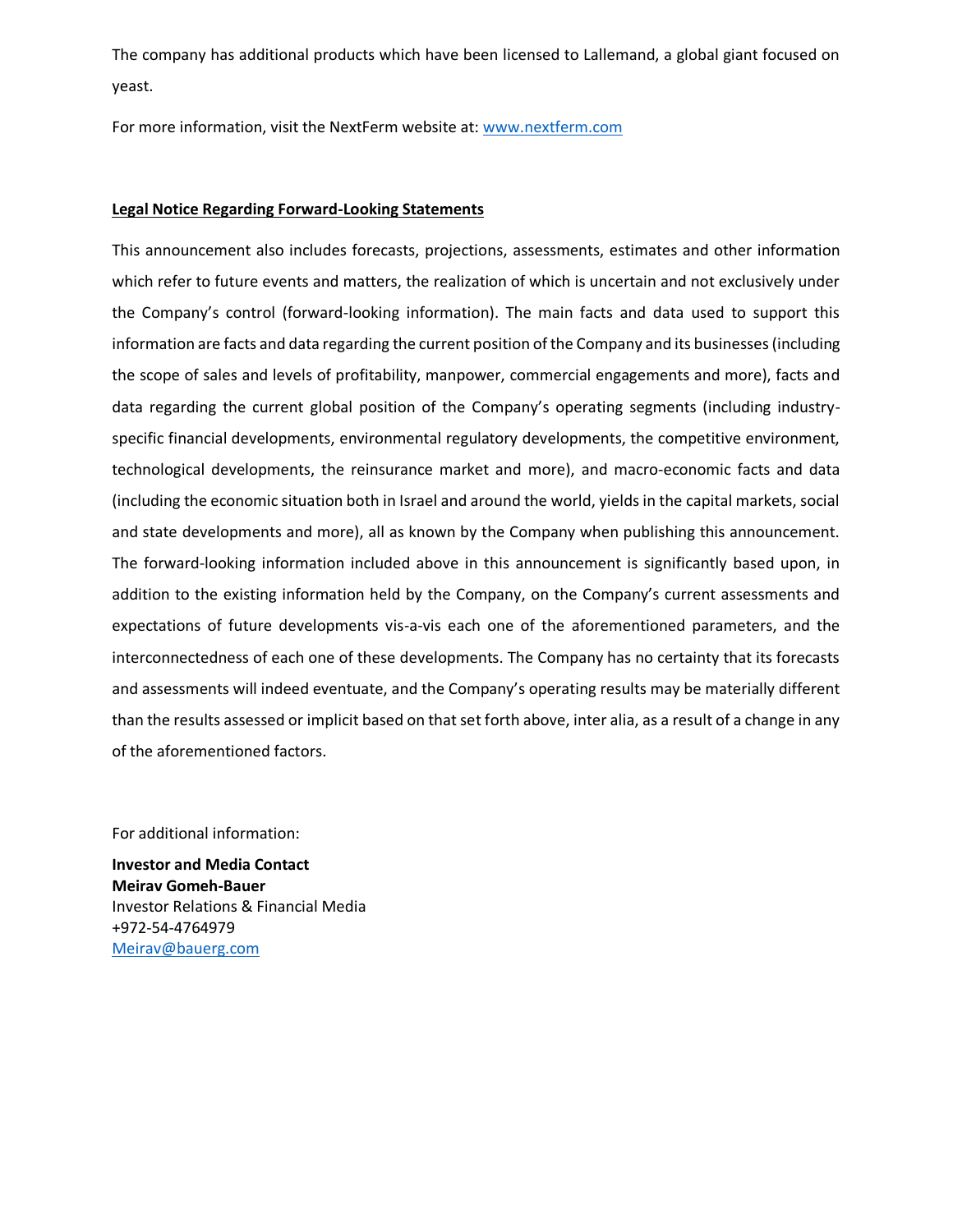The company has additional products which have been licensed to Lallemand, a global giant focused on yeast.

For more information, visit the NextFerm website at: [www.nextferm.com](http://www.nextferm.com)

**Legal Notice Regarding Forward-Looking Statements**

This announcement also includes forecasts, projections, assessments, estimates and other information which refer to future events and matters, the realization of which is uncertain and not exclusively under the Company's control (forward-looking information). The main facts and data used to support this information are facts and data regarding the current position of the Company and its businesses (including the scope of sales and levels of profitability, manpower, commercial engagements and more), facts and data regarding the current global position of the Company's operating segments (including industry-specific financial developments, environmental regulatory developments, the competitive environment, technological developments, the reinsurance market and more), and macro-economic facts and data (including the economic situation both in Israel and around the world, yields in the capital markets, social and state developments and more), all as known by the Company when publishing this announcement. The forward-looking information included above in this announcement is significantly based upon, in addition to the existing information held by the Company, on the Company's current assessments and expectations of future developments vis-a-vis each one of the aforementioned parameters, and the interconnectedness of each one of these developments. The Company has no certainty that its forecasts and assessments will indeed eventuate, and the Company's operating results may be materially different than the results assessed or implicit based on that set forth above, inter alia, as a result of a change in any of the aforementioned factors.

For additional information:

**Investor and Media Contact**
**Meirav Gomeh-Bauer**
Investor Relations & Financial Media
+972-54-4764979
[Meirav@bauerg.com](mailto:Meirav@bauerg.com)